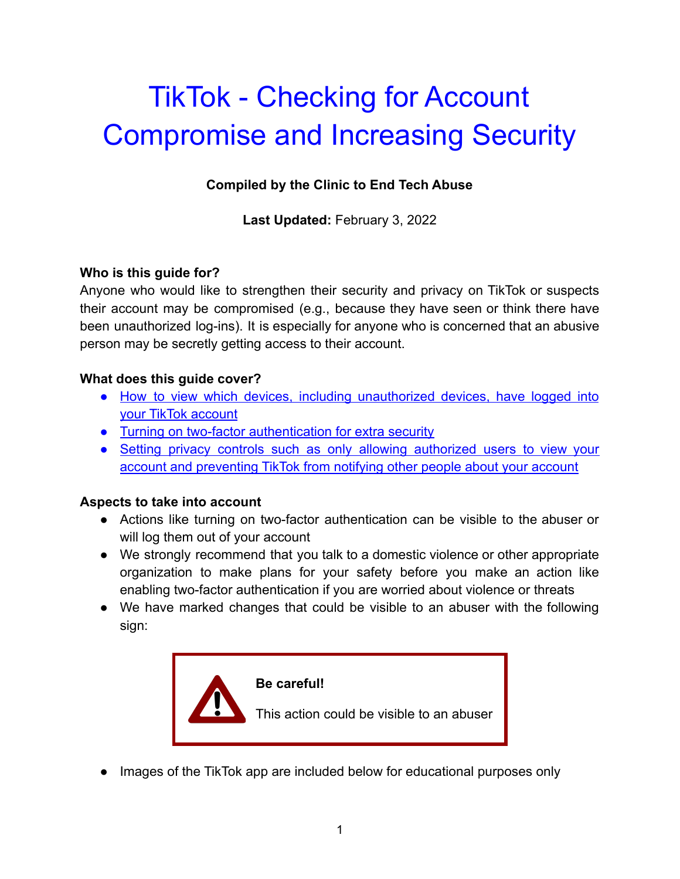# TikTok - Checking for Account Compromise and Increasing Security

**Compiled by the Clinic to End Tech Abuse**

**Last Updated:** February 3, 2022

**Who is this guide for?**

Anyone who would like to strengthen their security and privacy on TikTok or suspects their account may be compromised (e.g., because they have seen or think there have been unauthorized log-ins). It is especially for anyone who is concerned that an abusive person may be secretly getting access to their account.

**What does this guide cover?**

- How to view which devices, including unauthorized devices, have logged into your TikTok account
- Turning on two-factor authentication for extra security
- Setting privacy controls such as only allowing authorized users to view your account and preventing TikTok from notifying other people about your account

**Aspects to take into account**

- Actions like turning on two-factor authentication can be visible to the abuser or will log them out of your account
- We strongly recommend that you talk to a domestic violence or other appropriate organization to make plans for your safety before you make an action like enabling two-factor authentication if you are worried about violence or threats
- We have marked changes that could be visible to an abuser with the following sign:

> **Be careful!**
>
> This action could be visible to an abuser

- Images of the TikTok app are included below for educational purposes only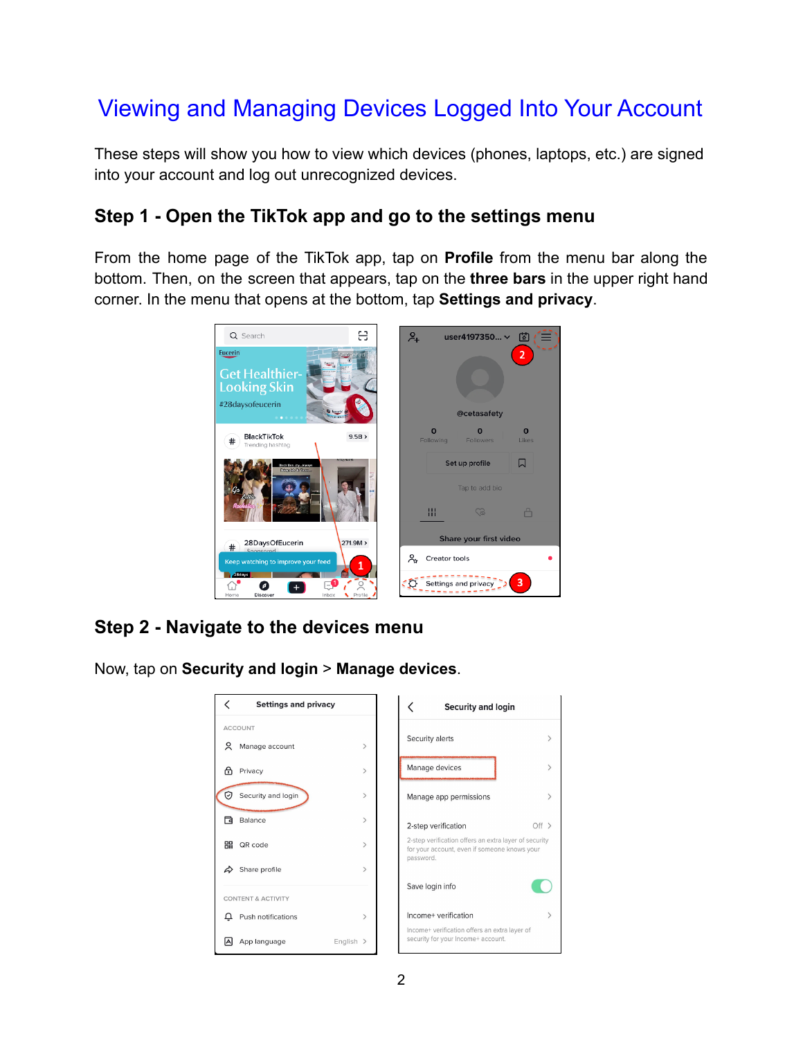# Viewing and Managing Devices Logged Into Your Account

These steps will show you how to view which devices (phones, laptops, etc.) are signed into your account and log out unrecognized devices.

## Step 1 - Open the TikTok app and go to the settings menu

From the home page of the TikTok app, tap on **Profile** from the menu bar along the bottom. Then, on the screen that appears, tap on the **three bars** in the upper right hand corner. In the menu that opens at the bottom, tap **Settings and privacy**.

## Step 2 - Navigate to the devices menu

Now, tap on **Security and login** > **Manage devices**.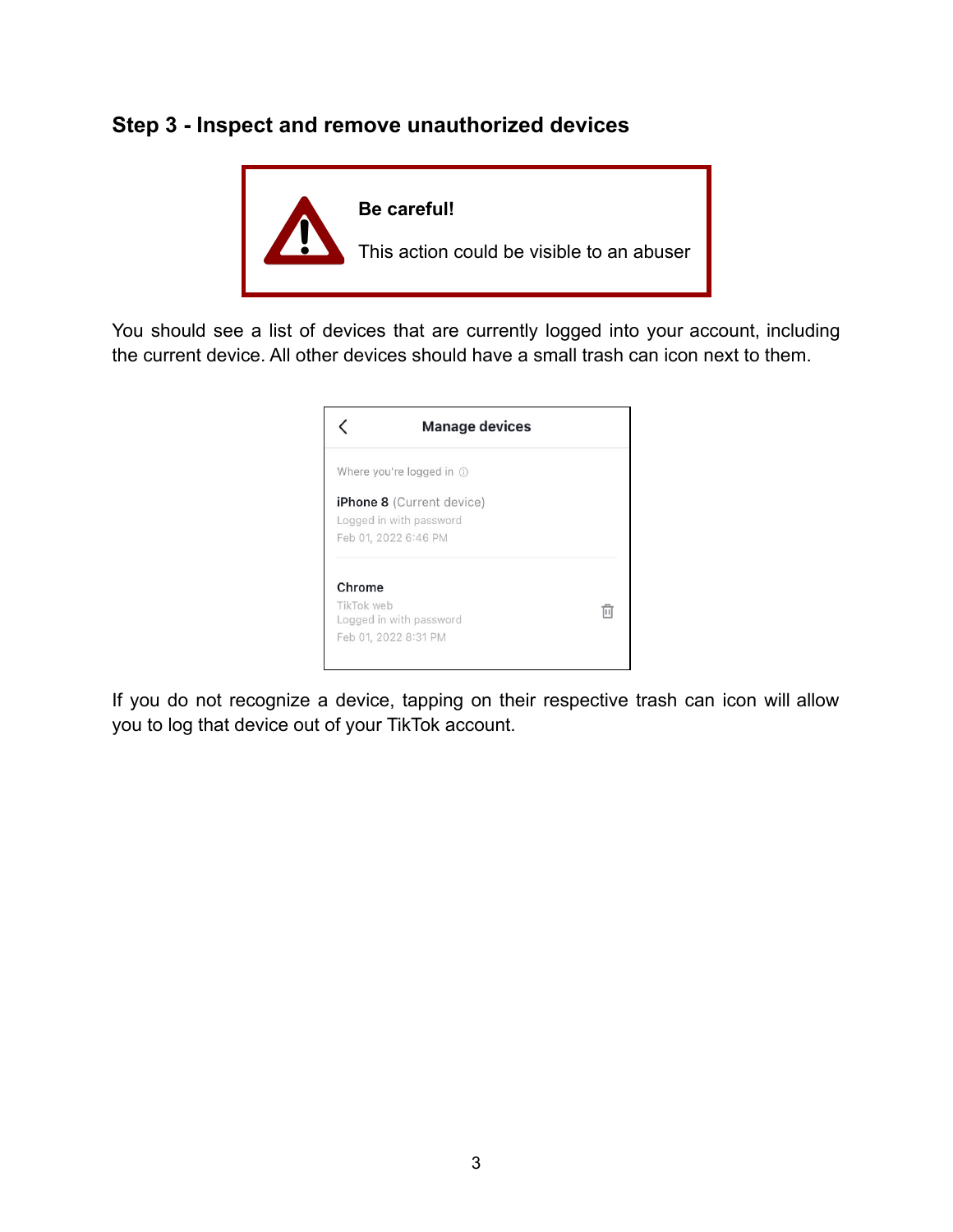## Step 3 - Inspect and remove unauthorized devices

**Be careful!**

This action could be visible to an abuser

You should see a list of devices that are currently logged into your account, including the current device. All other devices should have a small trash can icon next to them.

**Manage devices**

Where you're logged in

**iPhone 8** (Current device)
Logged in with password
Feb 01, 2022 6:46 PM

**Chrome**
TikTok web
Logged in with password
Feb 01, 2022 8:31 PM

If you do not recognize a device, tapping on their respective trash can icon will allow you to log that device out of your TikTok account.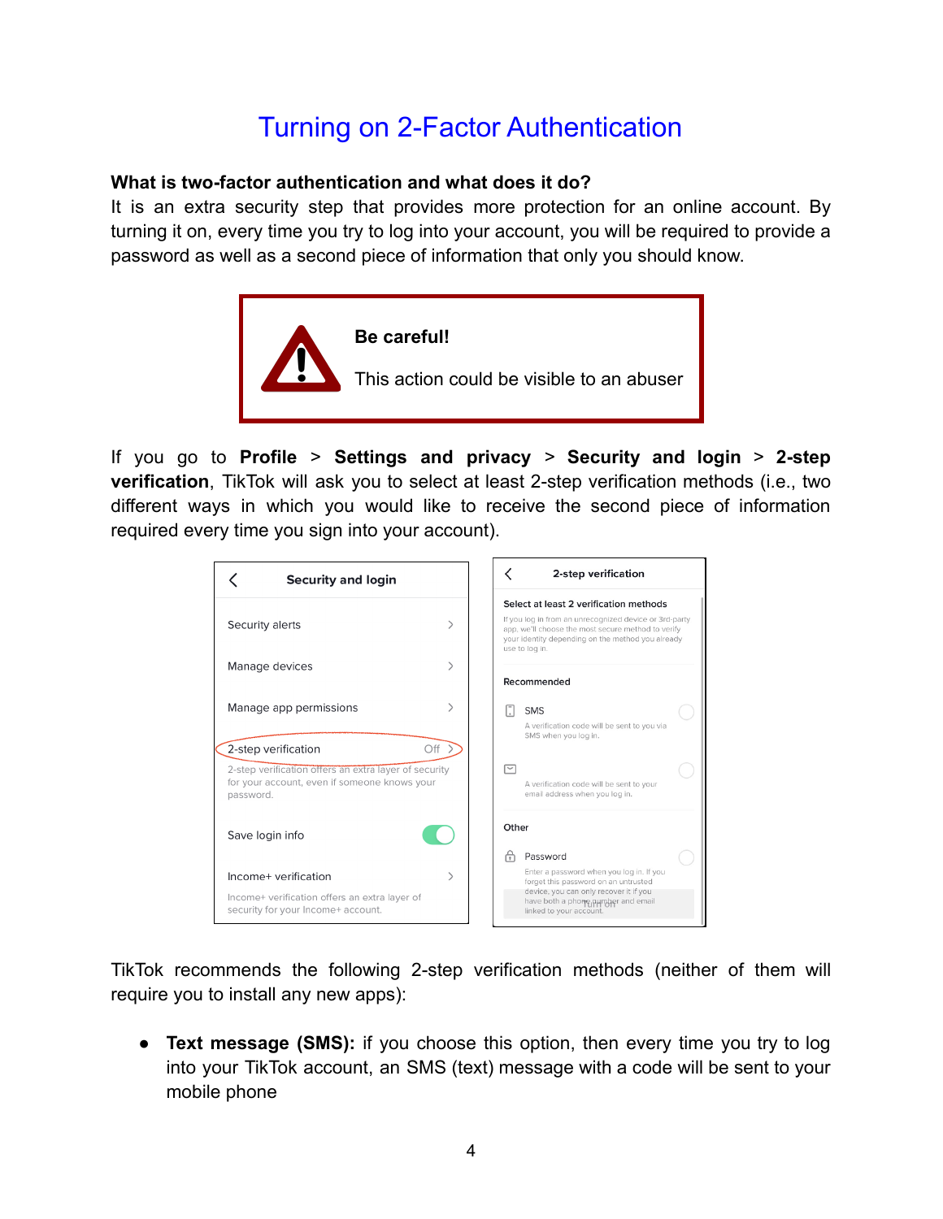# Turning on 2-Factor Authentication

**What is two-factor authentication and what does it do?**
It is an extra security step that provides more protection for an online account. By turning it on, every time you try to log into your account, you will be required to provide a password as well as a second piece of information that only you should know.

> **Be careful!**
>
> This action could be visible to an abuser

If you go to **Profile** > **Settings and privacy** > **Security and login** > **2-step verification**, TikTok will ask you to select at least 2-step verification methods (i.e., two different ways in which you would like to receive the second piece of information required every time you sign into your account).

TikTok recommends the following 2-step verification methods (neither of them will require you to install any new apps):

- **Text message (SMS):** if you choose this option, then every time you try to log into your TikTok account, an SMS (text) message with a code will be sent to your mobile phone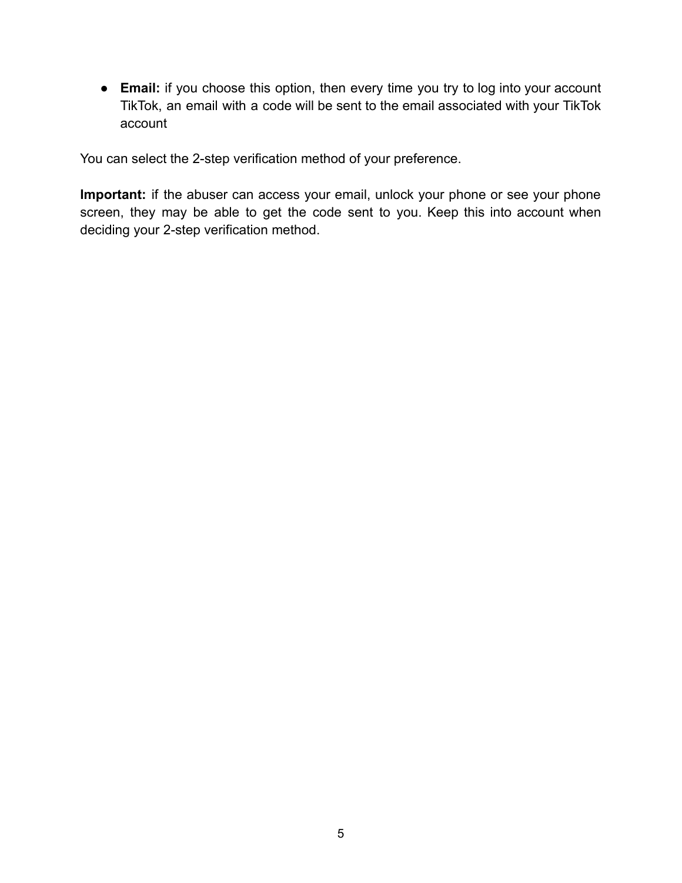- **Email:** if you choose this option, then every time you try to log into your account TikTok, an email with a code will be sent to the email associated with your TikTok account

You can select the 2-step verification method of your preference.

**Important:** if the abuser can access your email, unlock your phone or see your phone screen, they may be able to get the code sent to you. Keep this into account when deciding your 2-step verification method.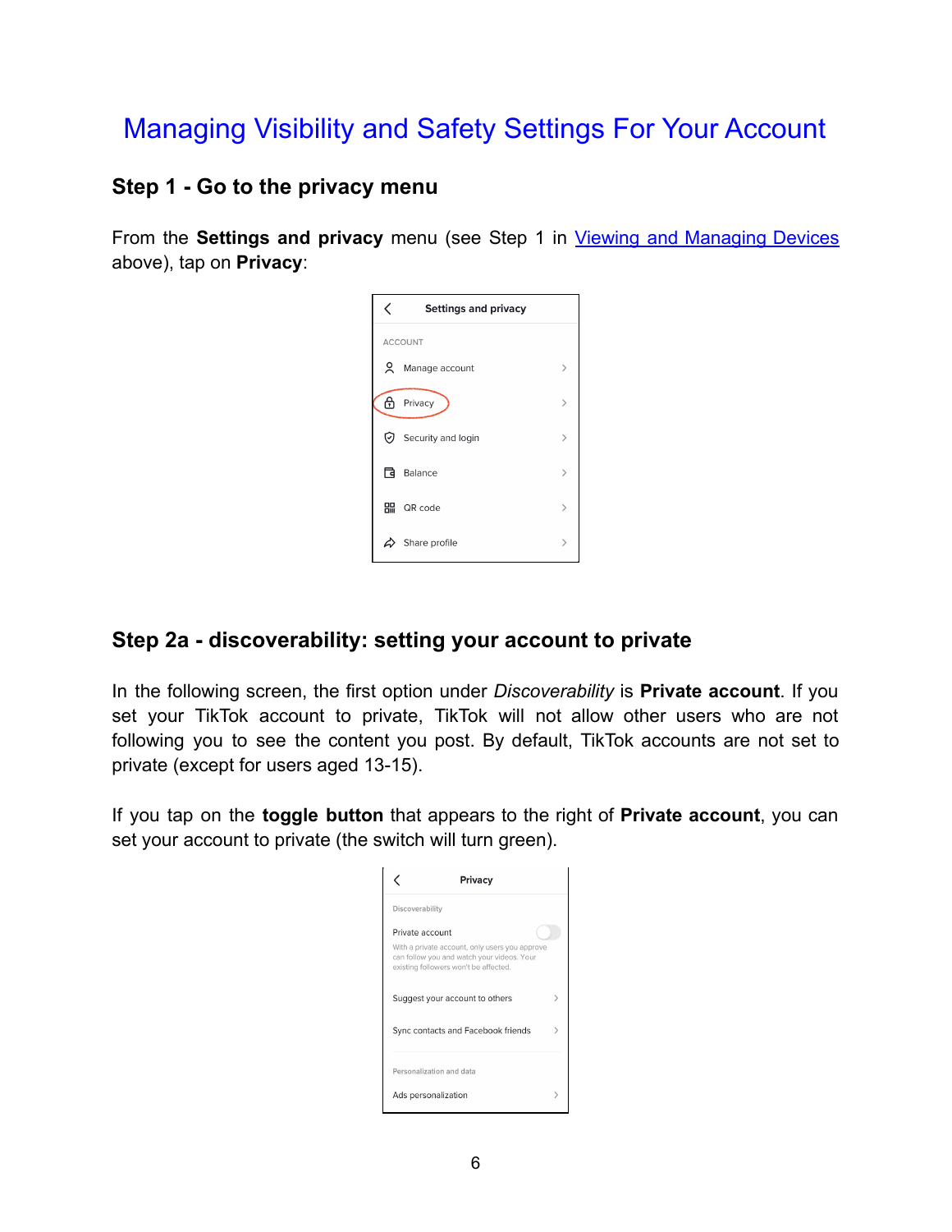# Managing Visibility and Safety Settings For Your Account

## Step 1 - Go to the privacy menu

From the **Settings and privacy** menu (see Step 1 in Viewing and Managing Devices above), tap on **Privacy**:

Settings and privacy

ACCOUNT

Manage account

Privacy

Security and login

Balance

QR code

Share profile

## Step 2a - discoverability: setting your account to private

In the following screen, the first option under *Discoverability* is **Private account**. If you set your TikTok account to private, TikTok will not allow other users who are not following you to see the content you post. By default, TikTok accounts are not set to private (except for users aged 13-15).

If you tap on the **toggle button** that appears to the right of **Private account**, you can set your account to private (the switch will turn green).

Privacy

Discoverability

Private account

With a private account, only users you approve can follow you and watch your videos. Your existing followers won't be affected.

Suggest your account to others

Sync contacts and Facebook friends

Personalization and data

Ads personalization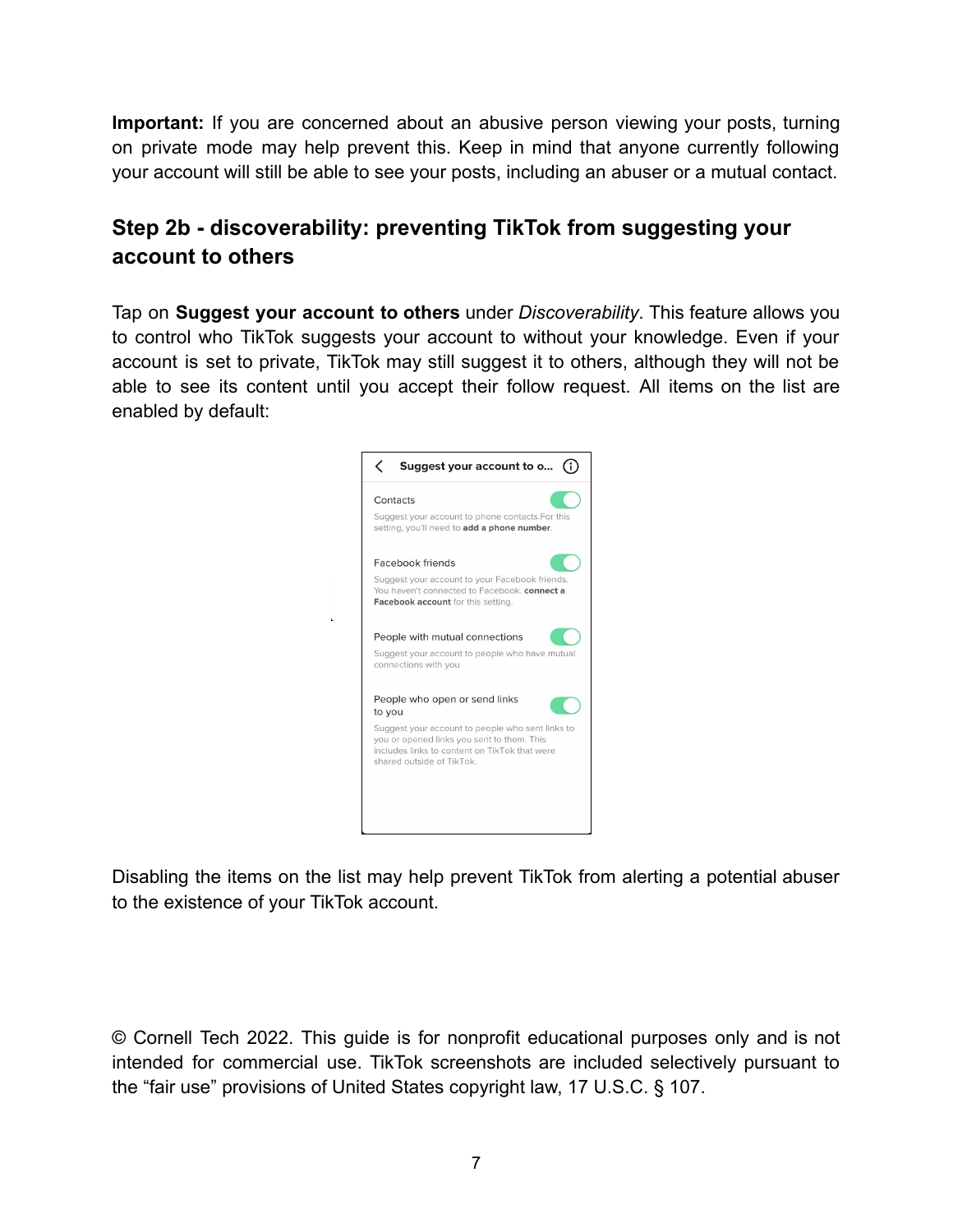**Important:** If you are concerned about an abusive person viewing your posts, turning on private mode may help prevent this. Keep in mind that anyone currently following your account will still be able to see your posts, including an abuser or a mutual contact.

### Step 2b - discoverability: preventing TikTok from suggesting your account to others

Tap on **Suggest your account to others** under *Discoverability*. This feature allows you to control who TikTok suggests your account to without your knowledge. Even if your account is set to private, TikTok may still suggest it to others, although they will not be able to see its content until you accept their follow request. All items on the list are enabled by default:

Disabling the items on the list may help prevent TikTok from alerting a potential abuser to the existence of your TikTok account.